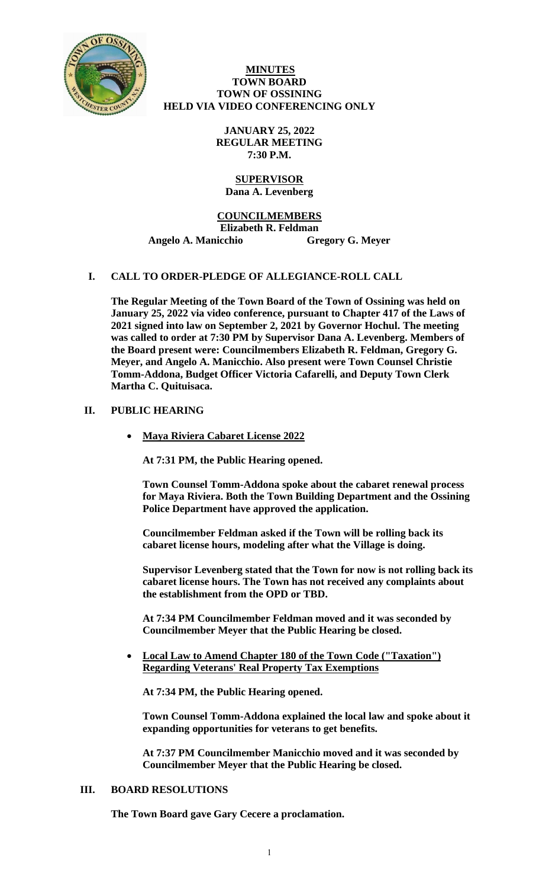# MINUTES
## TOWN BOARD
## TOWN OF OSSINING
## HELD VIA VIDEO CONFERENCING ONLY

**JANUARY 25, 2022**
**REGULAR MEETING**
**7:30 P.M.**

**SUPERVISOR**
**Dana A. Levenberg**

**COUNCILMEMBERS**
**Elizabeth R. Feldman**
**Angelo A. Manicchio** **Gregory G. Meyer**

## I. CALL TO ORDER-PLEDGE OF ALLEGIANCE-ROLL CALL

**The Regular Meeting of the Town Board of the Town of Ossining was held on January 25, 2022 via video conference, pursuant to Chapter 417 of the Laws of 2021 signed into law on September 2, 2021 by Governor Hochul. The meeting was called to order at 7:30 PM by Supervisor Dana A. Levenberg. Members of the Board present were: Councilmembers Elizabeth R. Feldman, Gregory G. Meyer, and Angelo A. Manicchio. Also present were Town Counsel Christie Tomm-Addona, Budget Officer Victoria Cafarelli, and Deputy Town Clerk Martha C. Quituisaca.**

## II. PUBLIC HEARING

- **Maya Riviera Cabaret License 2022**

**At 7:31 PM, the Public Hearing opened.**

**Town Counsel Tomm-Addona spoke about the cabaret renewal process for Maya Riviera. Both the Town Building Department and the Ossining Police Department have approved the application.**

**Councilmember Feldman asked if the Town will be rolling back its cabaret license hours, modeling after what the Village is doing.**

**Supervisor Levenberg stated that the Town for now is not rolling back its cabaret license hours. The Town has not received any complaints about the establishment from the OPD or TBD.**

**At 7:34 PM Councilmember Feldman moved and it was seconded by Councilmember Meyer that the Public Hearing be closed.**

- **Local Law to Amend Chapter 180 of the Town Code ("Taxation") Regarding Veterans' Real Property Tax Exemptions**

**At 7:34 PM, the Public Hearing opened.**

**Town Counsel Tomm-Addona explained the local law and spoke about it expanding opportunities for veterans to get benefits.**

**At 7:37 PM Councilmember Manicchio moved and it was seconded by Councilmember Meyer that the Public Hearing be closed.**

## III. BOARD RESOLUTIONS

**The Town Board gave Gary Cecere a proclamation.**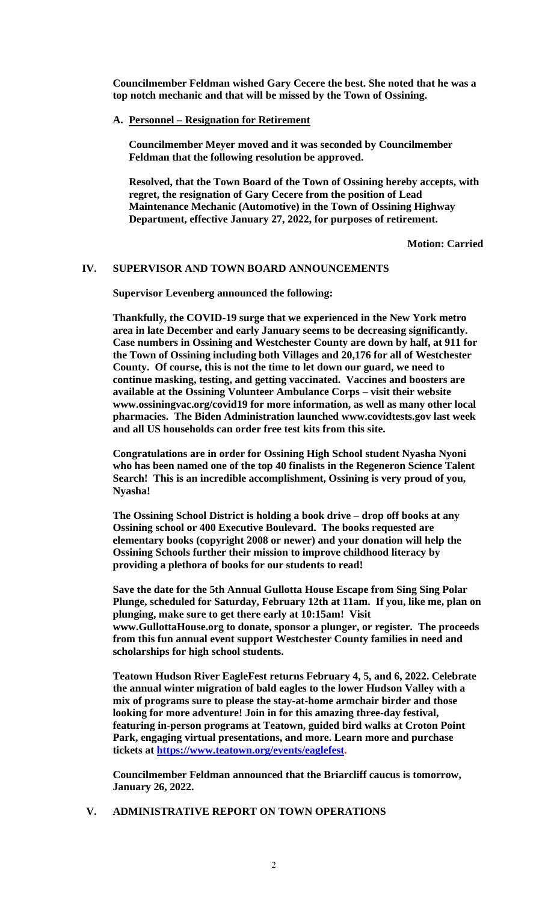**Councilmember Feldman wished Gary Cecere the best. She noted that he was a top notch mechanic and that will be missed by the Town of Ossining.**

**A. Personnel – Resignation for Retirement**

**Councilmember Meyer moved and it was seconded by Councilmember Feldman that the following resolution be approved.**

**Resolved, that the Town Board of the Town of Ossining hereby accepts, with regret, the resignation of Gary Cecere from the position of Lead Maintenance Mechanic (Automotive) in the Town of Ossining Highway Department, effective January 27, 2022, for purposes of retirement.**

**Motion: Carried**

## IV. SUPERVISOR AND TOWN BOARD ANNOUNCEMENTS

**Supervisor Levenberg announced the following:**

**Thankfully, the COVID-19 surge that we experienced in the New York metro area in late December and early January seems to be decreasing significantly. Case numbers in Ossining and Westchester County are down by half, at 911 for the Town of Ossining including both Villages and 20,176 for all of Westchester County. Of course, this is not the time to let down our guard, we need to continue masking, testing, and getting vaccinated. Vaccines and boosters are available at the Ossining Volunteer Ambulance Corps – visit their website www.ossiningvac.org/covid19 for more information, as well as many other local pharmacies. The Biden Administration launched www.covidtests.gov last week and all US households can order free test kits from this site.**

**Congratulations are in order for Ossining High School student Nyasha Nyoni who has been named one of the top 40 finalists in the Regeneron Science Talent Search! This is an incredible accomplishment, Ossining is very proud of you, Nyasha!**

**The Ossining School District is holding a book drive – drop off books at any Ossining school or 400 Executive Boulevard. The books requested are elementary books (copyright 2008 or newer) and your donation will help the Ossining Schools further their mission to improve childhood literacy by providing a plethora of books for our students to read!**

**Save the date for the 5th Annual Gullotta House Escape from Sing Sing Polar Plunge, scheduled for Saturday, February 12th at 11am. If you, like me, plan on plunging, make sure to get there early at 10:15am! Visit www.GullottaHouse.org to donate, sponsor a plunger, or register. The proceeds from this fun annual event support Westchester County families in need and scholarships for high school students.**

**Teatown Hudson River EagleFest returns February 4, 5, and 6, 2022. Celebrate the annual winter migration of bald eagles to the lower Hudson Valley with a mix of programs sure to please the stay-at-home armchair birder and those looking for more adventure! Join in for this amazing three-day festival, featuring in-person programs at Teatown, guided bird walks at Croton Point Park, engaging virtual presentations, and more. Learn more and purchase tickets at [https://www.teatown.org/events/eaglefest](https://www.teatown.org/events/eaglefest).**

**Councilmember Feldman announced that the Briarcliff caucus is tomorrow, January 26, 2022.**

## V. ADMINISTRATIVE REPORT ON TOWN OPERATIONS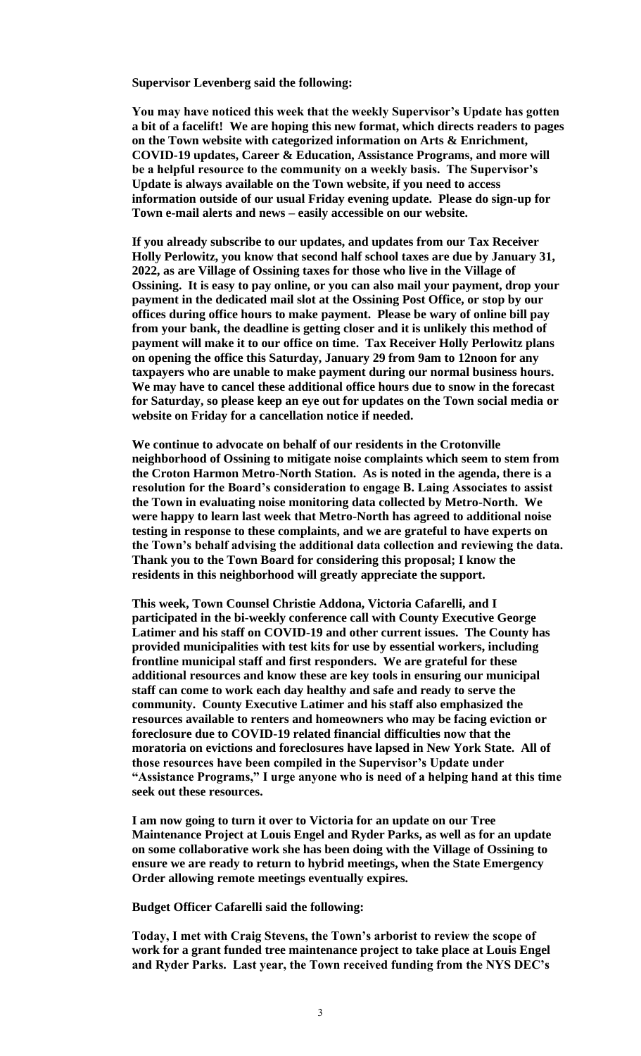**Supervisor Levenberg said the following:**

**You may have noticed this week that the weekly Supervisor's Update has gotten a bit of a facelift! We are hoping this new format, which directs readers to pages on the Town website with categorized information on Arts & Enrichment, COVID-19 updates, Career & Education, Assistance Programs, and more will be a helpful resource to the community on a weekly basis. The Supervisor's Update is always available on the Town website, if you need to access information outside of our usual Friday evening update. Please do sign-up for Town e-mail alerts and news – easily accessible on our website.**

**If you already subscribe to our updates, and updates from our Tax Receiver Holly Perlowitz, you know that second half school taxes are due by January 31, 2022, as are Village of Ossining taxes for those who live in the Village of Ossining. It is easy to pay online, or you can also mail your payment, drop your payment in the dedicated mail slot at the Ossining Post Office, or stop by our offices during office hours to make payment. Please be wary of online bill pay from your bank, the deadline is getting closer and it is unlikely this method of payment will make it to our office on time. Tax Receiver Holly Perlowitz plans on opening the office this Saturday, January 29 from 9am to 12noon for any taxpayers who are unable to make payment during our normal business hours. We may have to cancel these additional office hours due to snow in the forecast for Saturday, so please keep an eye out for updates on the Town social media or website on Friday for a cancellation notice if needed.**

**We continue to advocate on behalf of our residents in the Crotonville neighborhood of Ossining to mitigate noise complaints which seem to stem from the Croton Harmon Metro-North Station. As is noted in the agenda, there is a resolution for the Board's consideration to engage B. Laing Associates to assist the Town in evaluating noise monitoring data collected by Metro-North. We were happy to learn last week that Metro-North has agreed to additional noise testing in response to these complaints, and we are grateful to have experts on the Town's behalf advising the additional data collection and reviewing the data. Thank you to the Town Board for considering this proposal; I know the residents in this neighborhood will greatly appreciate the support.**

**This week, Town Counsel Christie Addona, Victoria Cafarelli, and I participated in the bi-weekly conference call with County Executive George Latimer and his staff on COVID-19 and other current issues. The County has provided municipalities with test kits for use by essential workers, including frontline municipal staff and first responders. We are grateful for these additional resources and know these are key tools in ensuring our municipal staff can come to work each day healthy and safe and ready to serve the community. County Executive Latimer and his staff also emphasized the resources available to renters and homeowners who may be facing eviction or foreclosure due to COVID-19 related financial difficulties now that the moratoria on evictions and foreclosures have lapsed in New York State. All of those resources have been compiled in the Supervisor's Update under "Assistance Programs," I urge anyone who is need of a helping hand at this time seek out these resources.**

**I am now going to turn it over to Victoria for an update on our Tree Maintenance Project at Louis Engel and Ryder Parks, as well as for an update on some collaborative work she has been doing with the Village of Ossining to ensure we are ready to return to hybrid meetings, when the State Emergency Order allowing remote meetings eventually expires.**

**Budget Officer Cafarelli said the following:**

**Today, I met with Craig Stevens, the Town's arborist to review the scope of work for a grant funded tree maintenance project to take place at Louis Engel and Ryder Parks. Last year, the Town received funding from the NYS DEC's**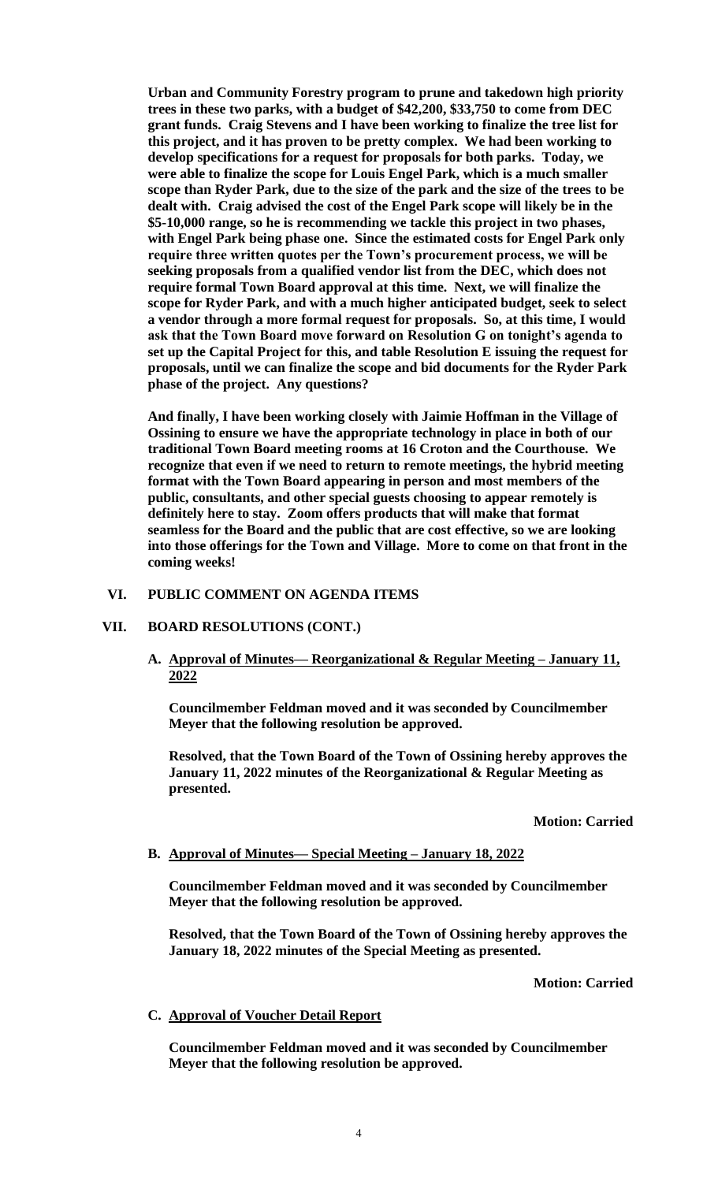**Urban and Community Forestry program to prune and takedown high priority trees in these two parks, with a budget of $42,200, $33,750 to come from DEC grant funds. Craig Stevens and I have been working to finalize the tree list for this project, and it has proven to be pretty complex. We had been working to develop specifications for a request for proposals for both parks. Today, we were able to finalize the scope for Louis Engel Park, which is a much smaller scope than Ryder Park, due to the size of the park and the size of the trees to be dealt with. Craig advised the cost of the Engel Park scope will likely be in the $5-10,000 range, so he is recommending we tackle this project in two phases, with Engel Park being phase one. Since the estimated costs for Engel Park only require three written quotes per the Town's procurement process, we will be seeking proposals from a qualified vendor list from the DEC, which does not require formal Town Board approval at this time. Next, we will finalize the scope for Ryder Park, and with a much higher anticipated budget, seek to select a vendor through a more formal request for proposals. So, at this time, I would ask that the Town Board move forward on Resolution G on tonight's agenda to set up the Capital Project for this, and table Resolution E issuing the request for proposals, until we can finalize the scope and bid documents for the Ryder Park phase of the project. Any questions?**

**And finally, I have been working closely with Jaimie Hoffman in the Village of Ossining to ensure we have the appropriate technology in place in both of our traditional Town Board meeting rooms at 16 Croton and the Courthouse. We recognize that even if we need to return to remote meetings, the hybrid meeting format with the Town Board appearing in person and most members of the public, consultants, and other special guests choosing to appear remotely is definitely here to stay. Zoom offers products that will make that format seamless for the Board and the public that are cost effective, so we are looking into those offerings for the Town and Village. More to come on that front in the coming weeks!**

## VI. PUBLIC COMMENT ON AGENDA ITEMS

## VII. BOARD RESOLUTIONS (CONT.)

### A. Approval of Minutes— Reorganizational & Regular Meeting – January 11, 2022

**Councilmember Feldman moved and it was seconded by Councilmember Meyer that the following resolution be approved.**

**Resolved, that the Town Board of the Town of Ossining hereby approves the January 11, 2022 minutes of the Reorganizational & Regular Meeting as presented.**

**Motion: Carried**

### B. Approval of Minutes— Special Meeting – January 18, 2022

**Councilmember Feldman moved and it was seconded by Councilmember Meyer that the following resolution be approved.**

**Resolved, that the Town Board of the Town of Ossining hereby approves the January 18, 2022 minutes of the Special Meeting as presented.**

**Motion: Carried**

### C. Approval of Voucher Detail Report

**Councilmember Feldman moved and it was seconded by Councilmember Meyer that the following resolution be approved.**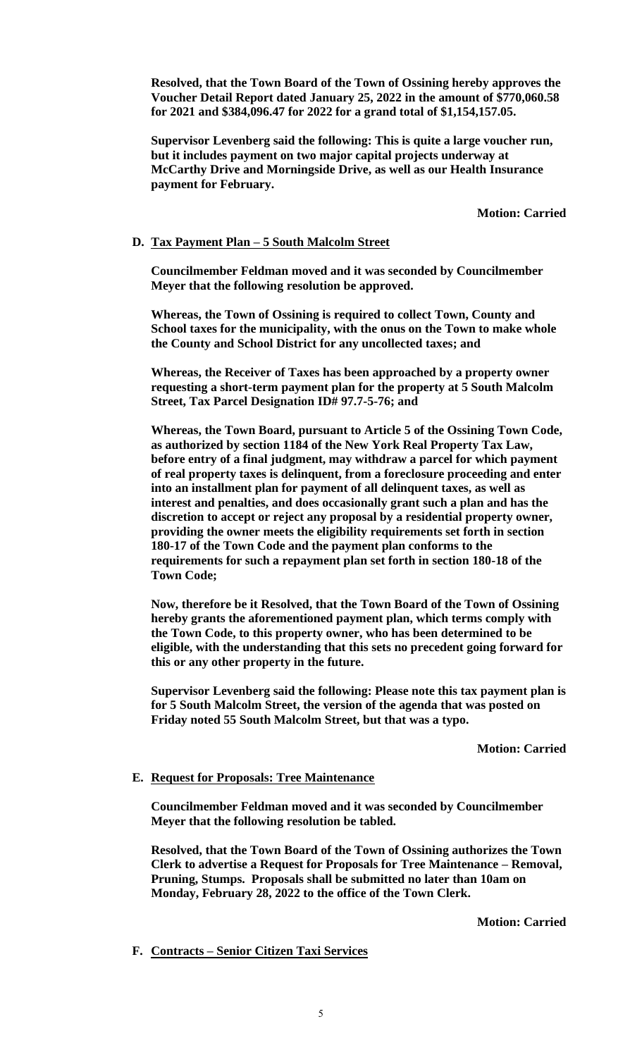**Resolved, that the Town Board of the Town of Ossining hereby approves the Voucher Detail Report dated January 25, 2022 in the amount of $770,060.58 for 2021 and $384,096.47 for 2022 for a grand total of $1,154,157.05.**

**Supervisor Levenberg said the following: This is quite a large voucher run, but it includes payment on two major capital projects underway at McCarthy Drive and Morningside Drive, as well as our Health Insurance payment for February.**

**Motion: Carried**

**D. Tax Payment Plan – 5 South Malcolm Street**

**Councilmember Feldman moved and it was seconded by Councilmember Meyer that the following resolution be approved.**

**Whereas, the Town of Ossining is required to collect Town, County and School taxes for the municipality, with the onus on the Town to make whole the County and School District for any uncollected taxes; and**

**Whereas, the Receiver of Taxes has been approached by a property owner requesting a short-term payment plan for the property at 5 South Malcolm Street, Tax Parcel Designation ID# 97.7-5-76; and**

**Whereas, the Town Board, pursuant to Article 5 of the Ossining Town Code, as authorized by section 1184 of the New York Real Property Tax Law, before entry of a final judgment, may withdraw a parcel for which payment of real property taxes is delinquent, from a foreclosure proceeding and enter into an installment plan for payment of all delinquent taxes, as well as interest and penalties, and does occasionally grant such a plan and has the discretion to accept or reject any proposal by a residential property owner, providing the owner meets the eligibility requirements set forth in section 180-17 of the Town Code and the payment plan conforms to the requirements for such a repayment plan set forth in section 180-18 of the Town Code;**

**Now, therefore be it Resolved, that the Town Board of the Town of Ossining hereby grants the aforementioned payment plan, which terms comply with the Town Code, to this property owner, who has been determined to be eligible, with the understanding that this sets no precedent going forward for this or any other property in the future.**

**Supervisor Levenberg said the following: Please note this tax payment plan is for 5 South Malcolm Street, the version of the agenda that was posted on Friday noted 55 South Malcolm Street, but that was a typo.**

**Motion: Carried**

**E. Request for Proposals: Tree Maintenance**

**Councilmember Feldman moved and it was seconded by Councilmember Meyer that the following resolution be tabled.**

**Resolved, that the Town Board of the Town of Ossining authorizes the Town Clerk to advertise a Request for Proposals for Tree Maintenance – Removal, Pruning, Stumps. Proposals shall be submitted no later than 10am on Monday, February 28, 2022 to the office of the Town Clerk.**

**Motion: Carried**

**F. Contracts – Senior Citizen Taxi Services**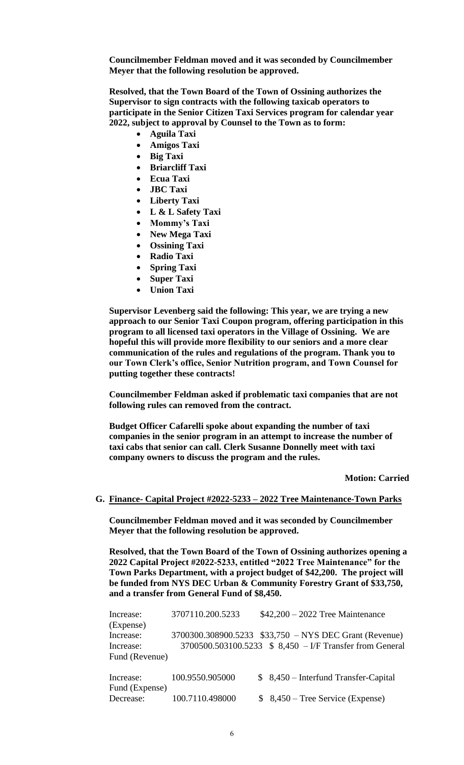**Councilmember Feldman moved and it was seconded by Councilmember Meyer that the following resolution be approved.**

**Resolved, that the Town Board of the Town of Ossining authorizes the Supervisor to sign contracts with the following taxicab operators to participate in the Senior Citizen Taxi Services program for calendar year 2022, subject to approval by Counsel to the Town as to form:**

- **Aguila Taxi**
- **Amigos Taxi**
- **Big Taxi**
- **Briarcliff Taxi**
- **Ecua Taxi**
- **JBC Taxi**
- **Liberty Taxi**
- **L & L Safety Taxi**
- **Mommy's Taxi**
- **New Mega Taxi**
- **Ossining Taxi**
- **Radio Taxi**
- **Spring Taxi**
- **Super Taxi**
- **Union Taxi**

**Supervisor Levenberg said the following: This year, we are trying a new approach to our Senior Taxi Coupon program, offering participation in this program to all licensed taxi operators in the Village of Ossining. We are hopeful this will provide more flexibility to our seniors and a more clear communication of the rules and regulations of the program. Thank you to our Town Clerk's office, Senior Nutrition program, and Town Counsel for putting together these contracts!**

**Councilmember Feldman asked if problematic taxi companies that are not following rules can removed from the contract.**

**Budget Officer Cafarelli spoke about expanding the number of taxi companies in the senior program in an attempt to increase the number of taxi cabs that senior can call. Clerk Susanne Donnelly meet with taxi company owners to discuss the program and the rules.**

**Motion: Carried**

**G. Finance- Capital Project #2022-5233 – 2022 Tree Maintenance-Town Parks**

**Councilmember Feldman moved and it was seconded by Councilmember Meyer that the following resolution be approved.**

**Resolved, that the Town Board of the Town of Ossining authorizes opening a 2022 Capital Project #2022-5233, entitled "2022 Tree Maintenance" for the Town Parks Department, with a project budget of $42,200. The project will be funded from NYS DEC Urban & Community Forestry Grant of $33,750, and a transfer from General Fund of $8,450.**

| | | |
|---|---|---|
| Increase: (Expense) | 3707110.200.5233 | $42,200 – 2022 Tree Maintenance |
| Increase: | 3700300.308900.5233 | $33,750 – NYS DEC Grant (Revenue) |
| Increase: Fund (Revenue) | 3700500.503100.5233 | $ 8,450 – I/F Transfer from General |
| Increase: Fund (Expense) | 100.9550.905000 | $ 8,450 – Interfund Transfer-Capital |
| Decrease: | 100.7110.498000 | $ 8,450 – Tree Service (Expense) |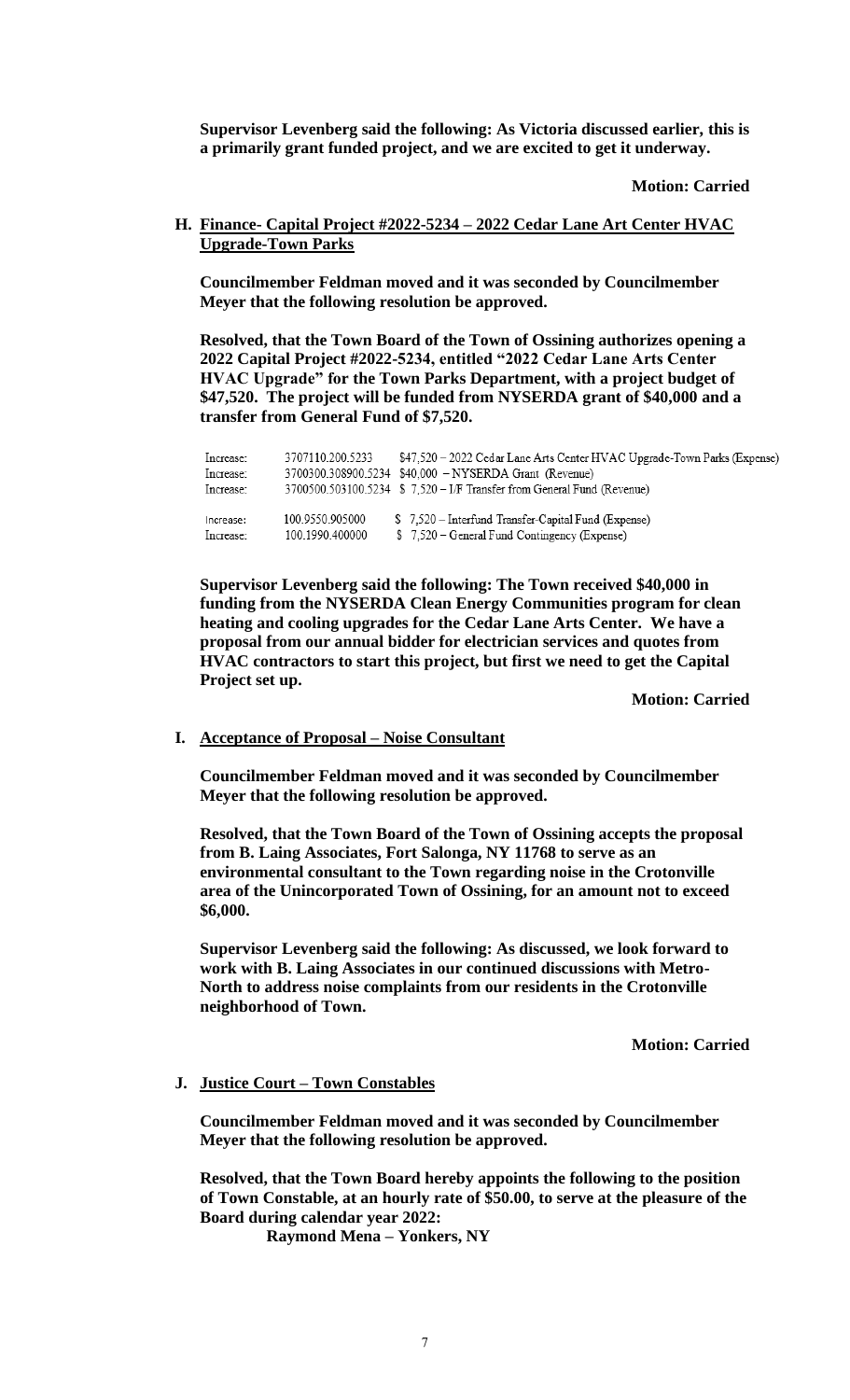**Supervisor Levenberg said the following: As Victoria discussed earlier, this is a primarily grant funded project, and we are excited to get it underway.**

**Motion: Carried**

**H. Finance- Capital Project #2022-5234 – 2022 Cedar Lane Art Center HVAC Upgrade-Town Parks**

**Councilmember Feldman moved and it was seconded by Councilmember Meyer that the following resolution be approved.**

**Resolved, that the Town Board of the Town of Ossining authorizes opening a 2022 Capital Project #2022-5234, entitled "2022 Cedar Lane Arts Center HVAC Upgrade" for the Town Parks Department, with a project budget of $47,520. The project will be funded from NYSERDA grant of $40,000 and a transfer from General Fund of $7,520.**

| | | |
|---|---|---|
| Increase: | 3707110.200.5233 | $47,520 – 2022 Cedar Lane Arts Center HVAC Upgrade-Town Parks (Expense) |
| Increase: | 3700300.308900.5234 | $40,000 – NYSERDA Grant (Revenue) |
| Increase: | 3700500.503100.5234 | $ 7,520 – I/F Transfer from General Fund (Revenue) |
| Increase: | 100.9550.905000 | $ 7,520 – Interfund Transfer-Capital Fund (Expense) |
| Increase: | 100.1990.400000 | $ 7,520 – General Fund Contingency (Expense) |

**Supervisor Levenberg said the following: The Town received $40,000 in funding from the NYSERDA Clean Energy Communities program for clean heating and cooling upgrades for the Cedar Lane Arts Center. We have a proposal from our annual bidder for electrician services and quotes from HVAC contractors to start this project, but first we need to get the Capital Project set up.**

**Motion: Carried**

**I. Acceptance of Proposal – Noise Consultant**

**Councilmember Feldman moved and it was seconded by Councilmember Meyer that the following resolution be approved.**

**Resolved, that the Town Board of the Town of Ossining accepts the proposal from B. Laing Associates, Fort Salonga, NY 11768 to serve as an environmental consultant to the Town regarding noise in the Crotonville area of the Unincorporated Town of Ossining, for an amount not to exceed $6,000.**

**Supervisor Levenberg said the following: As discussed, we look forward to work with B. Laing Associates in our continued discussions with Metro-North to address noise complaints from our residents in the Crotonville neighborhood of Town.**

**Motion: Carried**

**J. Justice Court – Town Constables**

**Councilmember Feldman moved and it was seconded by Councilmember Meyer that the following resolution be approved.**

**Resolved, that the Town Board hereby appoints the following to the position of Town Constable, at an hourly rate of $50.00, to serve at the pleasure of the Board during calendar year 2022:**

**Raymond Mena – Yonkers, NY**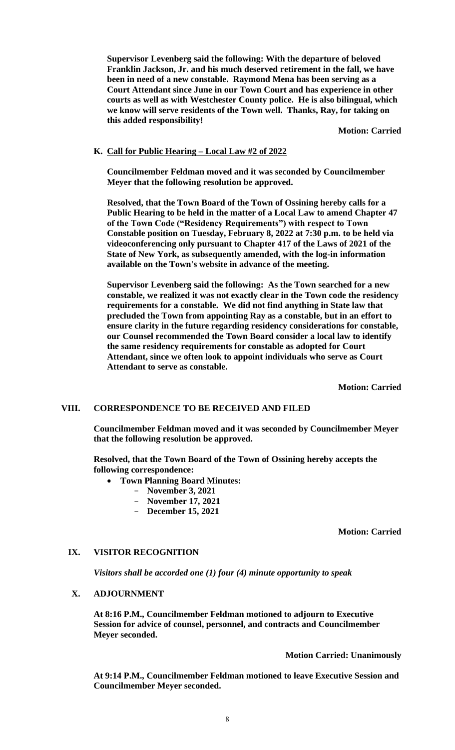**Supervisor Levenberg said the following: With the departure of beloved Franklin Jackson, Jr. and his much deserved retirement in the fall, we have been in need of a new constable. Raymond Mena has been serving as a Court Attendant since June in our Town Court and has experience in other courts as well as with Westchester County police. He is also bilingual, which we know will serve residents of the Town well. Thanks, Ray, for taking on this added responsibility!**

**Motion: Carried**

**K. Call for Public Hearing – Local Law #2 of 2022**

**Councilmember Feldman moved and it was seconded by Councilmember Meyer that the following resolution be approved.**

**Resolved, that the Town Board of the Town of Ossining hereby calls for a Public Hearing to be held in the matter of a Local Law to amend Chapter 47 of the Town Code ("Residency Requirements") with respect to Town Constable position on Tuesday, February 8, 2022 at 7:30 p.m. to be held via videoconferencing only pursuant to Chapter 417 of the Laws of 2021 of the State of New York, as subsequently amended, with the log-in information available on the Town's website in advance of the meeting.**

**Supervisor Levenberg said the following: As the Town searched for a new constable, we realized it was not exactly clear in the Town code the residency requirements for a constable. We did not find anything in State law that precluded the Town from appointing Ray as a constable, but in an effort to ensure clarity in the future regarding residency considerations for constable, our Counsel recommended the Town Board consider a local law to identify the same residency requirements for constable as adopted for Court Attendant, since we often look to appoint individuals who serve as Court Attendant to serve as constable.**

**Motion: Carried**

## VIII. CORRESPONDENCE TO BE RECEIVED AND FILED

**Councilmember Feldman moved and it was seconded by Councilmember Meyer that the following resolution be approved.**

**Resolved, that the Town Board of the Town of Ossining hereby accepts the following correspondence:**

- **Town Planning Board Minutes:**
  - **November 3, 2021**
  - **November 17, 2021**
  - **December 15, 2021**

**Motion: Carried**

## IX. VISITOR RECOGNITION

***Visitors shall be accorded one (1) four (4) minute opportunity to speak***

## X. ADJOURNMENT

**At 8:16 P.M., Councilmember Feldman motioned to adjourn to Executive Session for advice of counsel, personnel, and contracts and Councilmember Meyer seconded.**

**Motion Carried: Unanimously**

**At 9:14 P.M., Councilmember Feldman motioned to leave Executive Session and Councilmember Meyer seconded.**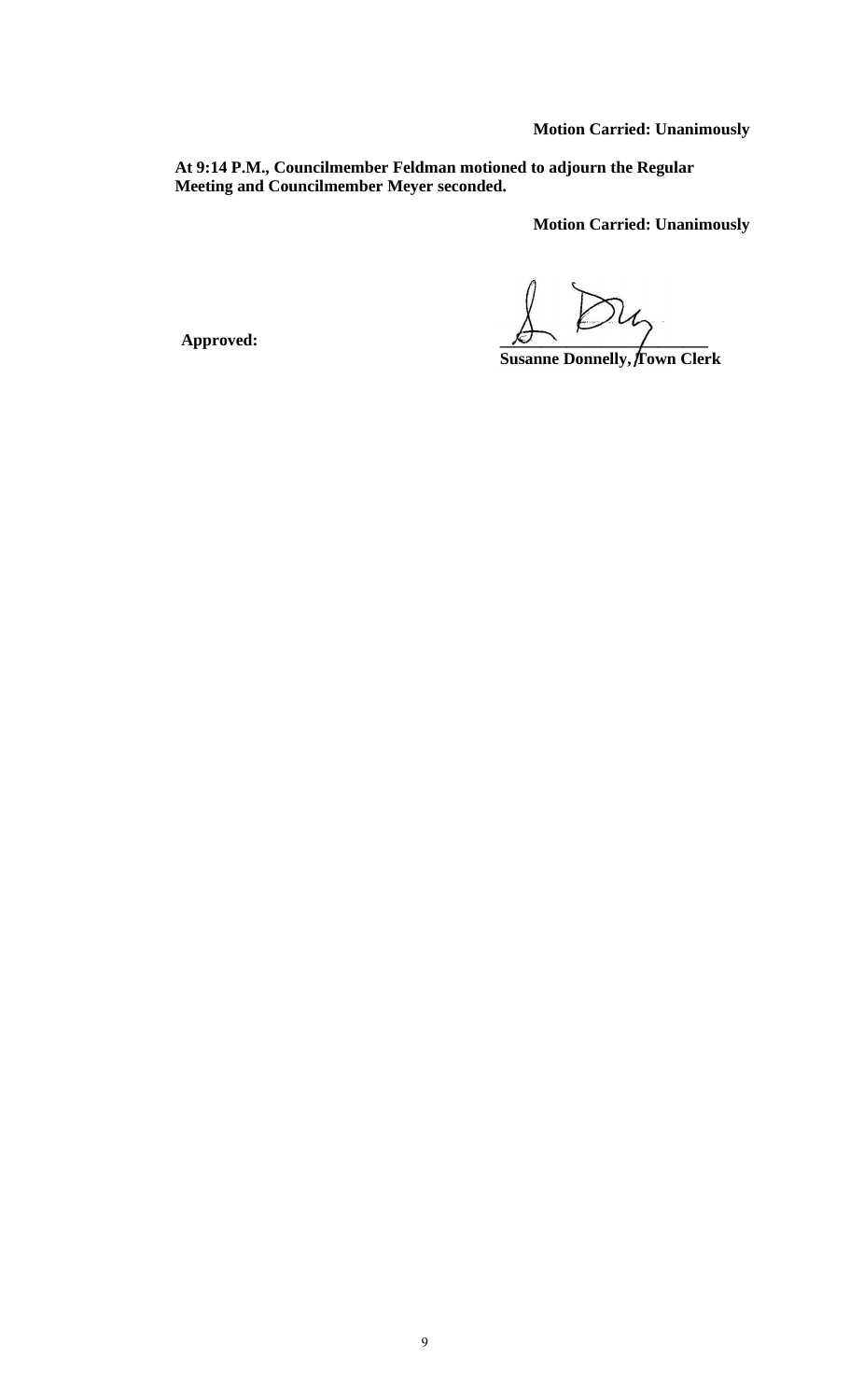**Motion Carried: Unanimously**

**At 9:14 P.M., Councilmember Feldman motioned to adjourn the Regular Meeting and Councilmember Meyer seconded.**

**Motion Carried: Unanimously**

**Approved:** ______________________________

**Susanne Donnelly, Town Clerk**